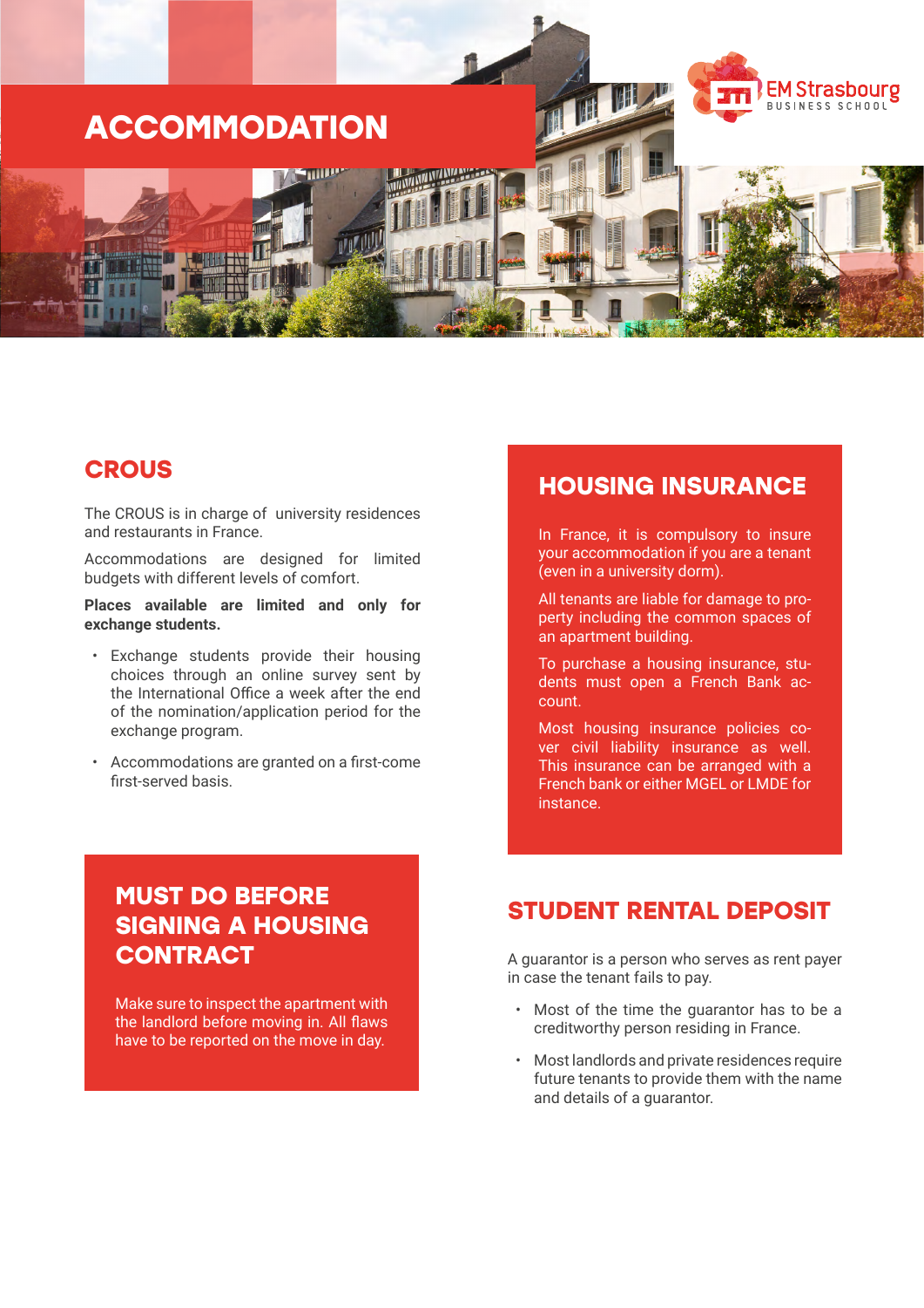# ACCOMMODATION

## CROUS

The CROUS is in charge of university residences and restaurants in France.

Accommodations are designed for limited budgets with different levels of comfort.

**Places available are limited and only for exchange students.**

- Exchange students provide their housing choices through an online survey sent by the International Office a week after the end of the nomination/application period for the exchange program.
- Accommodations are granted on a first-come first-served basis.

## MUST DO BEFORE SIGNING A HOUSING CONTRACT

Make sure to inspect the apartment with the landlord before moving in. All flaws have to be reported on the move in day.

## HOUSING INSURANCE

In France, it is compulsory to insure your accommodation if you are a tenant (even in a university dorm).

All tenants are liable for damage to property including the common spaces of an apartment building.

To purchase a housing insurance, students must open a French Bank account.

Most housing insurance policies cover civil liability insurance as well. This insurance can be arranged with a French bank or either MGEL or LMDE for instance.

## STUDENT RENTAL DEPOSIT

A guarantor is a person who serves as rent payer in case the tenant fails to pay.

- Most of the time the guarantor has to be a creditworthy person residing in France.
- Most landlords and private residences require future tenants to provide them with the name and details of a guarantor.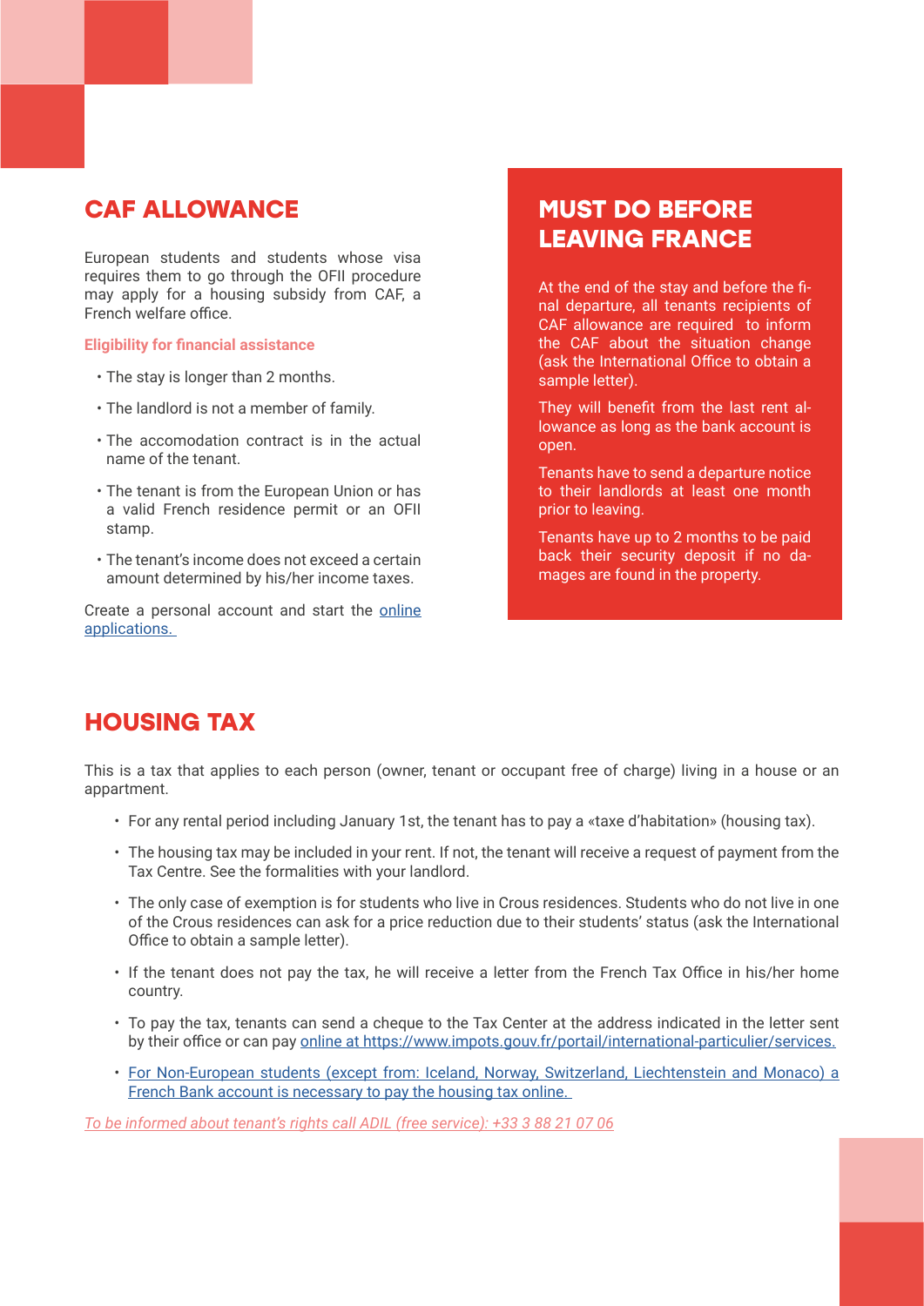## CAF ALLOWANCE

European students and students whose visa requires them to go through the OFII procedure may apply for a housing subsidy from CAF, a French welfare office.

**Eligibility for financial assistance**

- The stay is longer than 2 months.
- The landlord is not a member of family.
- The accomodation contract is in the actual name of the tenant.
- The tenant is from the European Union or has a valid French residence permit or an OFII stamp.
- The tenant's income does not exceed a certain amount determined by his/her income taxes.

Create a personal account and start the [online applications.](#)

## MUST DO BEFORE LEAVING FRANCE

At the end of the stay and before the final departure, all tenants recipients of CAF allowance are required to inform the CAF about the situation change (ask the International Office to obtain a sample letter).

They will benefit from the last rent allowance as long as the bank account is open.

Tenants have to send a departure notice to their landlords at least one month prior to leaving.

Tenants have up to 2 months to be paid back their security deposit if no damages are found in the property.

## HOUSING TAX

This is a tax that applies to each person (owner, tenant or occupant free of charge) living in a house or an appartment.

- For any rental period including January 1st, the tenant has to pay a «taxe d'habitation» (housing tax).
- The housing tax may be included in your rent. If not, the tenant will receive a request of payment from the Tax Centre. See the formalities with your landlord.
- The only case of exemption is for students who live in Crous residences. Students who do not live in one of the Crous residences can ask for a price reduction due to their students' status (ask the International Office to obtain a sample letter).
- If the tenant does not pay the tax, he will receive a letter from the French Tax Office in his/her home country.
- To pay the tax, tenants can send a cheque to the Tax Center at the address indicated in the letter sent by their office or can pay online at https://www.impots.gouv.fr/portail/international-particulier/services.
- For Non-European students (except from: Iceland, Norway, Switzerland, Liechtenstein and Monaco) a French Bank account is necessary to pay the housing tax online.

*To be informed about tenant's rights call ADIL (free service): +33 3 88 21 07 06*